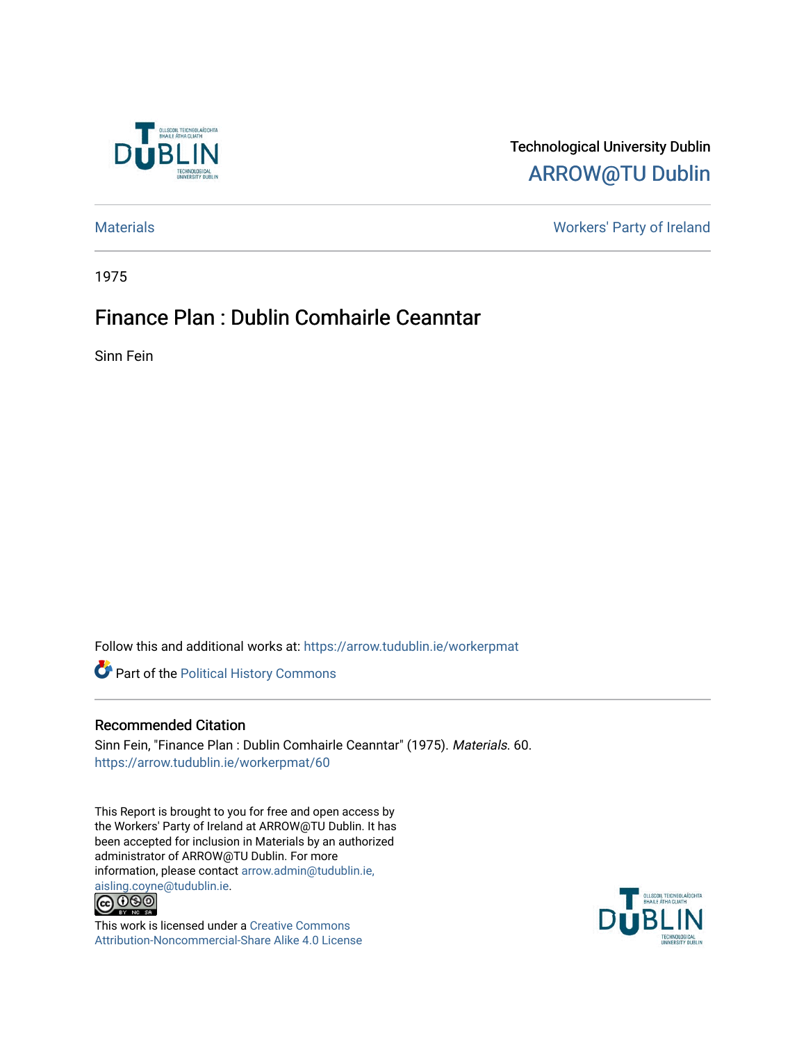Technological University Dublin
ARROW@TU Dublin

Materials | Workers' Party of Ireland

1975

# Finance Plan : Dublin Comhairle Ceanntar

Sinn Fein

Follow this and additional works at: https://arrow.tudublin.ie/workerpmat

Part of the Political History Commons

## Recommended Citation

Sinn Fein, "Finance Plan : Dublin Comhairle Ceanntar" (1975). *Materials*. 60.
https://arrow.tudublin.ie/workerpmat/60

This Report is brought to you for free and open access by the Workers' Party of Ireland at ARROW@TU Dublin. It has been accepted for inclusion in Materials by an authorized administrator of ARROW@TU Dublin. For more information, please contact arrow.admin@tudublin.ie, aisling.coyne@tudublin.ie.

This work is licensed under a Creative Commons Attribution-Noncommercial-Share Alike 4.0 License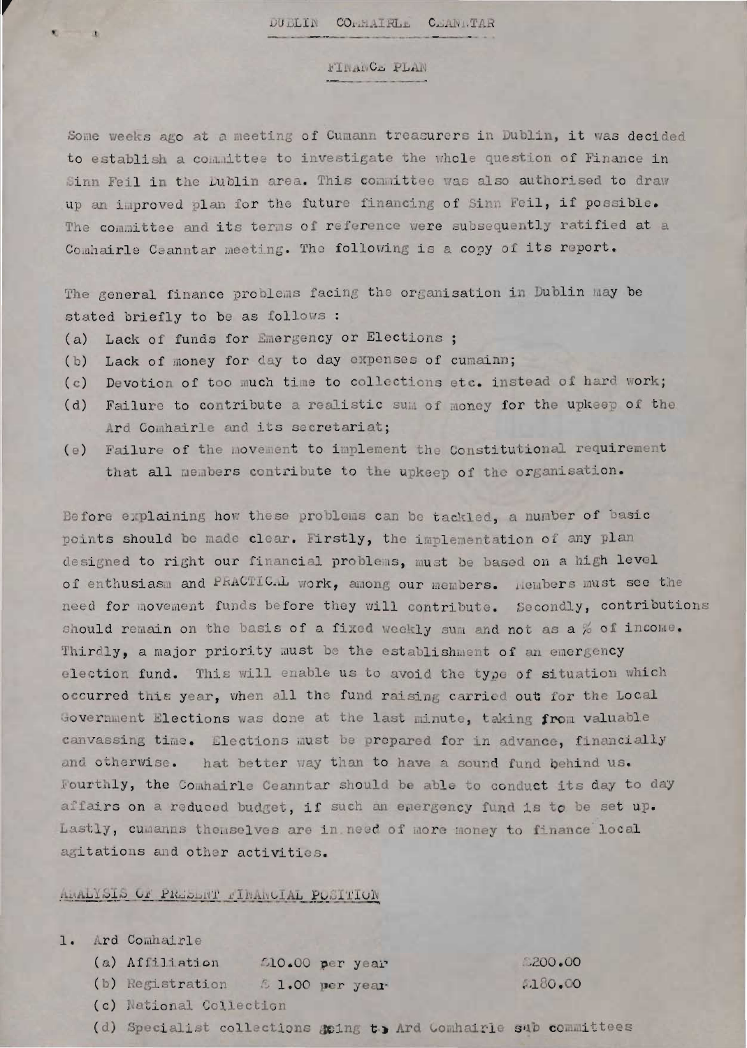DUBLIN COMHAIRLE CEANNTAR

# FINANCE PLAN

Some weeks ago at a meeting of Cumann treasurers in Dublin, it was decided to establish a committee to investigate the whole question of Finance in Sinn Feil in the Dublin area. This committee was also authorised to draw up an improved plan for the future financing of Sinn Feil, if possible. The committee and its terms of reference were subsequently ratified at a Comhairle Ceanntar meeting. The following is a copy of its report.

The general finance problems facing the organisation in Dublin may be stated briefly to be as follows :

(a) Lack of funds for Emergency or Elections ;
(b) Lack of money for day to day expenses of cumainn;
(c) Devotion of too much time to collections etc. instead of hard work;
(d) Failure to contribute a realistic sum of money for the upkeep of the Ard Comhairle and its secretariat;
(e) Failure of the movement to implement the Constitutional requirement that all members contribute to the upkeep of the organisation.

Before explaining how these problems can be tackled, a number of basic points should be made clear. Firstly, the implementation of any plan designed to right our financial problems, must be based on a high level of enthusiasm and PRACTICAL work, among our members. Members must see the need for movement funds before they will contribute. Secondly, contributions should remain on the basis of a fixed weekly sum and not as a % of income. Thirdly, a major priority must be the establishment of an emergency election fund. This will enable us to avoid the type of situation which occurred this year, when all the fund raising carried out for the Local Government Elections was done at the last minute, taking from valuable canvassing time. Elections must be prepared for in advance, financially and otherwise. What better way than to have a sound fund behind us. Fourthly, the Comhairle Ceanntar should be able to conduct its day to day affairs on a reduced budget, if such an emergency fund is to be set up. Lastly, cumanns themselves are in need of more money to finance local agitations and other activities.

## ANALYSIS OF PRESENT FINANCIAL POSITION

1. Ard Comhairle
   - (a) Affiliation £10.00 per year £200.00
   - (b) Registration £ 1.00 per year £180.00
   - (c) National Collection
   - (d) Specialist collections going to Ard Comhairle sub committees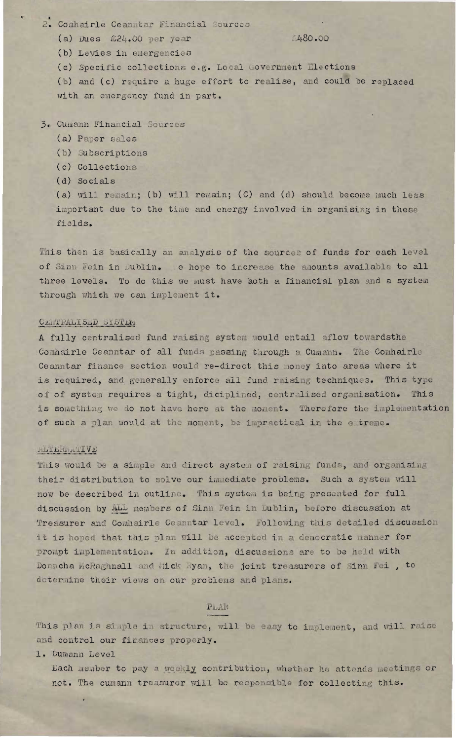2. Comhairle Ceanntar Financial Sources

   (a) Dues £24.00 per year £480.00

   (b) Levies in emergencies

   (c) Specific collections e.g. Local Government Elections

   (b) and (c) require a huge effort to realise, and could be replaced with an emergency fund in part.

3. Cumann Financial Sources

   (a) Paper sales

   (b) Subscriptions

   (c) Collections

   (d) Socials

   (a) will remain; (b) will remain; (C) and (d) should become much less important due to the time and energy involved in organising in these fields.

This then is basically an analysis of the sources of funds for each level of Sinn Fein in Dublin. We hope to increase the amounts available to all three levels. To do this we must have both a financial plan and a system through which we can implement it.

## CENTRALISED SYSTEM

A fully centralised fund raising system would entail aflow towardsthe Comhairle Ceanntar of all funds passing through a Cumann. The Comhairle Ceanntar finance section would re-direct this money into areas where it is required, and generally enforce all fund raising techniques. This type of of system requires a tight, diciplined, centralised organisation. This is something we do not have here at the moment. Therefore the implementation of such a plan would at the moment, be impractical in the extreme.

## ALTERNATIVE

This would be a simple and direct system of raising funds, and organising their distribution to solve our immediate problems. Such a system will now be described in outline. This system is being presented for full discussion by ALL members of Sinn Fein in Dublin, before discussion at Treasurer and Comhairle Ceanntar level. Following this detailed discussion it is hoped that this plan will be accepted in a democratic manner for prompt implementation. In addition, discussions are to be held with Donncha McRaghnall and Mick Ryan, the joint treasurers of Sinn Fein, to determine their views on our problems and plans.

## PLAN

This plan is simple in structure, will be easy to implement, and will raise and control our finances properly.

1. Cumann Level

   Each member to pay a weekly contribution, whether he attends meetings or not. The cumann treasurer will be responsible for collecting this.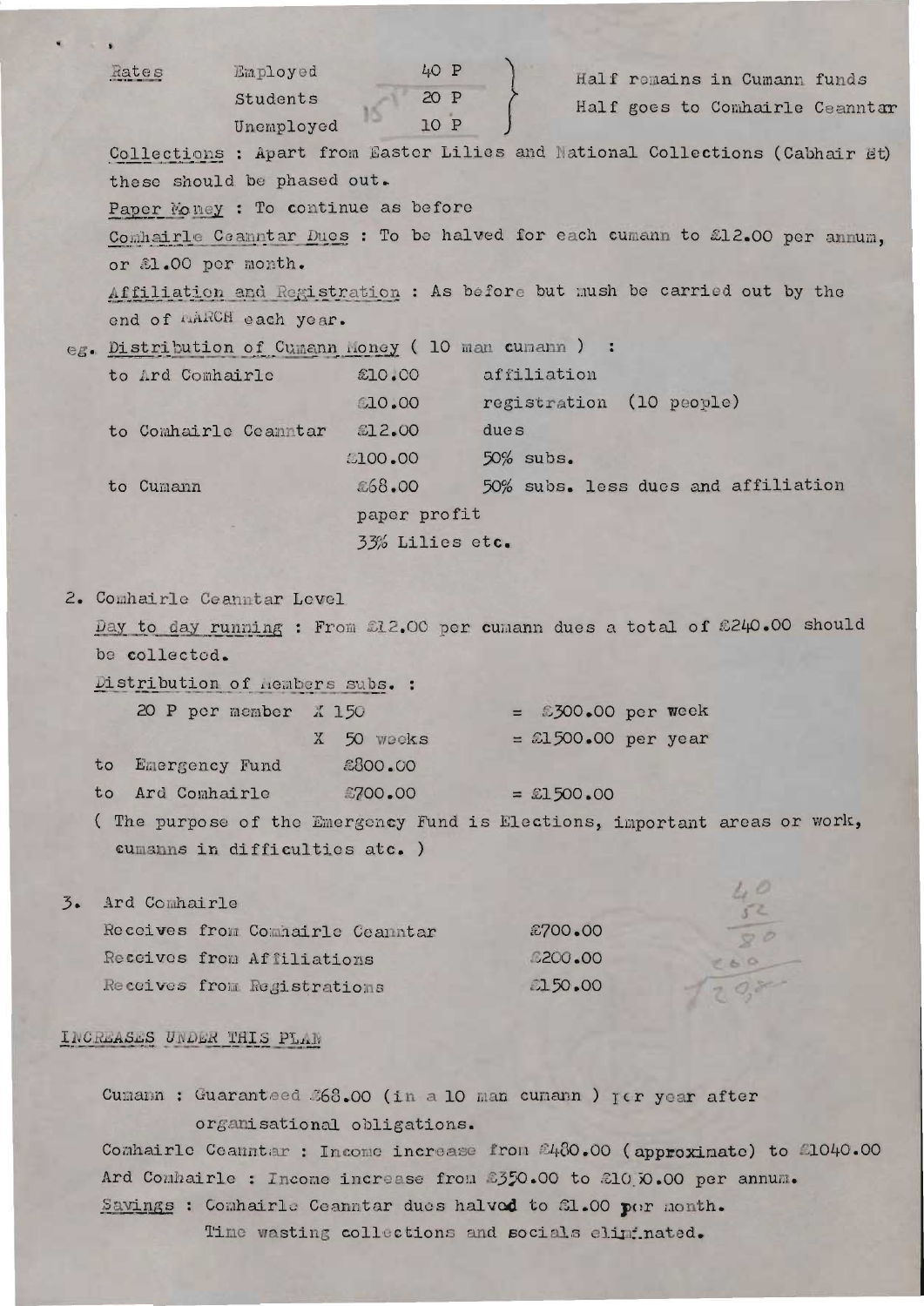| Rates | Employed | 40 P | Half remains in Cumann funds |
|---|---|---|---|
| | Students | 20 P | Half goes to Comhairle Ceanntar |
| | Unemployed | 10 P | |

Collections : Apart from Easter Lilies and National Collections (Cabhair Et) these should be phased out.

Paper Money : To continue as before

Comhairle Ceanntar Dues : To be halved for each cumann to £12.00 per annum, or £1.00 per month.

Affiliation and Registration : As before but mush be carried out by the end of MARCH each year.

eg. Distribution of Cumann Money ( 10 man cumann ) :

| | | |
|---|---|---|
| to Ard Comhairle | £10.00 | affiliation |
| | £10.00 | registration (10 people) |
| to Comhairle Ceanntar | £12.00 | dues |
| | £100.00 | 50% subs. |
| to Cumann | £68.00 | 50% subs. less dues and affiliation |
| | paper profit | |
| | 33% Lilies etc. | |

2. Comhairle Ceanntar Level

Day to day running : From £12.00 per cumann dues a total of £240.00 should be collected.

Distribution of Members subs. :

| | | |
|---|---|---|
| 20 P per member X 150 | | = £300.00 per week |
| | X 50 weeks | = £1500.00 per year |
| to Emergency Fund | £800.00 | |
| to Ard Comhairle | £700.00 | = £1500.00 |

( The purpose of the Emergency Fund is Elections, important areas or work, cumanns in difficulties etc. )

3. Ard Comhairle

| | |
|---|---|
| Receives from Comhairle Ceanntar | £700.00 |
| Receives from Affiliations | £200.00 |
| Receives from Registrations | £150.00 |

INCREASES UNDER THIS PLAN

Cumann : Guaranteed £68.00 (in a 10 man cumann ) per year after organisational obligations.

Comhairle Ceanntar : Income increase from £480.00 (approximate) to £1040.00

Ard Comhairle : Income increase from £350.00 to £1050.00 per annum.

Savings : Comhairle Ceanntar dues halved to £1.00 per month.

Time wasting collections and socials eliminated.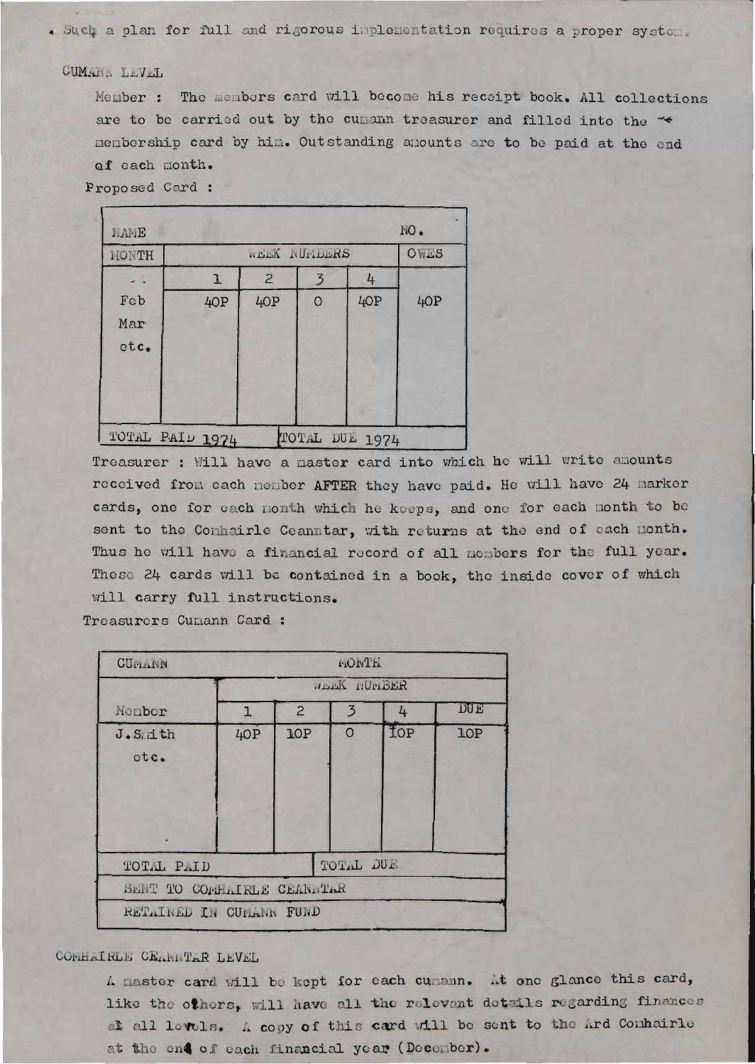. Such a plan for full and rigorous implementation requires a proper system.

CUMANN LEVEL

Member : The members card will become his receipt book. All collections are to be carried out by the cumann treasurer and filled into the membership card by him. Outstanding amounts are to be paid at the end of each month.

Proposed Card :

| NAME | | | | | NO. |
|---|---|---|---|---|---|
| MONTH | WEEK NUMBERS | | | | OWES |
| | 1 | 2 | 3 | 4 | |
| Feb | 40P | 40P | 0 | 40P | 40P |
| Mar | | | | | |
| etc. | | | | | |
| TOTAL PAID 1974 | | | TOTAL DUE 1974 | | |

Treasurer : Will have a master card into which he will write amounts received from each member AFTER they have paid. He will have 24 marker cards, one for each month which he keeps, and one for each month to be sent to the Comhairle Ceanntar, with returns at the end of each month. Thus he will have a financial record of all members for the full year. These 24 cards will be contained in a book, the inside cover of which will carry full instructions.

Treasurers Cumann Card :

| CUMANN | MONTH | | | | |
|---|---|---|---|---|---|
| | WEEK NUMBER | | | | |
| Member | 1 | 2 | 3 | 4 | DUE |
| J.Smith | 40P | 10P | 0 | 10P | 10P |
| etc. | | | | | |
| TOTAL PAID | | | TOTAL DUE | | |
| SENT TO COMHAIRLE CEANNTAR | | | | | |
| RETAINED IN CUMANN FUND | | | | | |

COMHAIRLE CEANNTAR LEVEL

A master card will be kept for each cumann. At one glance this card, like the others, will have all the relevant details regarding finances at all levels. A copy of this card will be sent to the Ard Comhairle at the end of each financial year (December).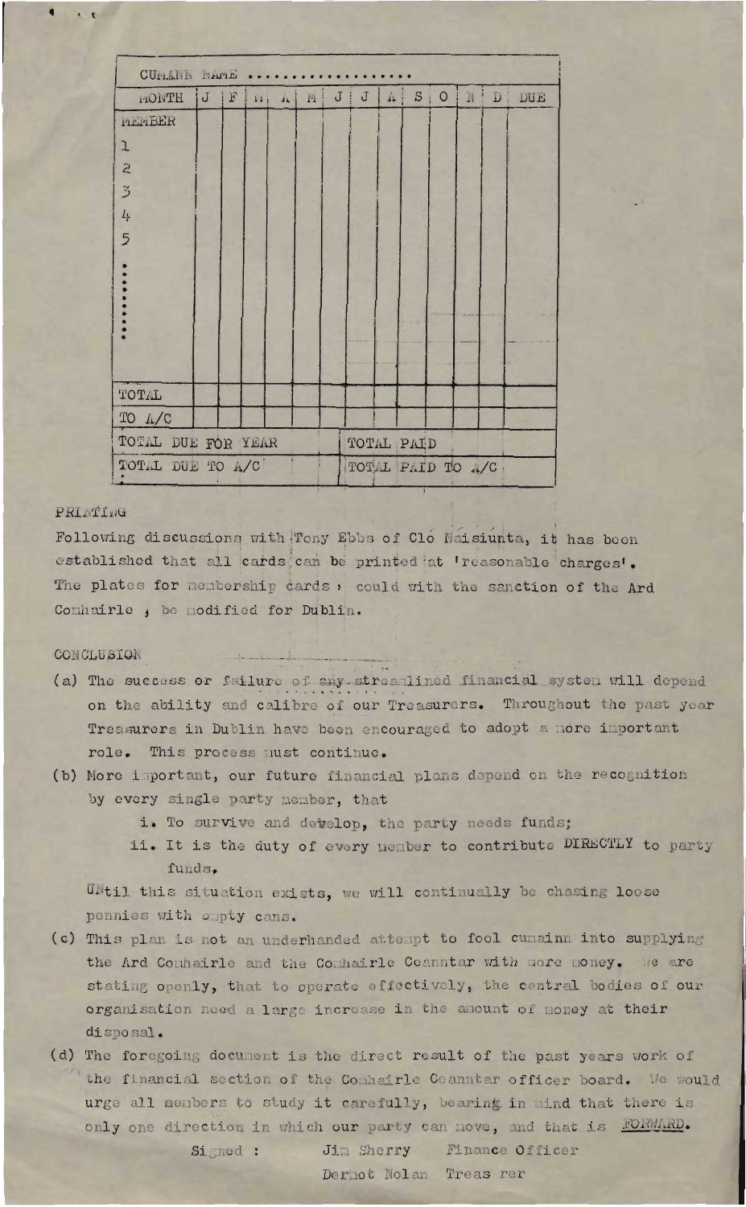CUMANN NAME ..................

| MONTH | J | F | M | A | M | J | J | A | S | O | N | D | DUE |
|---|---|---|---|---|---|---|---|---|---|---|---|---|---|
| MEMBER | | | | | | | | | | | | | |
| 1 | | | | | | | | | | | | | |
| 2 | | | | | | | | | | | | | |
| 3 | | | | | | | | | | | | | |
| 4 | | | | | | | | | | | | | |
| 5 | | | | | | | | | | | | | |
| ⋮ | | | | | | | | | | | | | |
| TOTAL | | | | | | | | | | | | | |
| TO A/C | | | | | | | | | | | | | |
| TOTAL DUE FOR YEAR | | | | | | TOTAL PAID | | | | | | | |
| TOTAL DUE TO A/C | | | | | | TOTAL PAID TO A/C | | | | | | | |

PRINTING

Following discussions with Tony Ebbs of Cló Náisiúnta, it has been established that all cards can be printed at 'reasonable charges'. The plates for membership cards , could with the sanction of the Ard Comhairle , be modified for Dublin.

CONCLUSION

(a) The success or failure of any streamlined financial system will depend on the ability and calibre of our Treasurers. Throughout the past year Treasurers in Dublin have been encouraged to adopt a more important role. This process must continue.

(b) More important, our future financial plans depend on the recognition by every single party member, that

   i. To survive and develop, the party needs funds;

   ii. It is the duty of every member to contribute DIRECTLY to party funds.

UNtil this situation exists, we will continually be chasing loose pennies with empty cans.

(c) This plan is not an underhanded attempt to fool cumainn into supplying the Ard Comhairle and the Comhairle Ceanntar with more money. We are stating openly, that to operate effectively, the central bodies of our organisation need a large increase in the amount of money at their disposal.

(d) The foregoing document is the direct result of the past years work of the financial section of the Comhairle Ceanntar officer board. We would urge all members to study it carefully, bearing in mind that there is only one direction in which our party can move, and that is FORWARD.

Signed : Jim Sherry Finance Officer

Dermot Nolan Treasurer